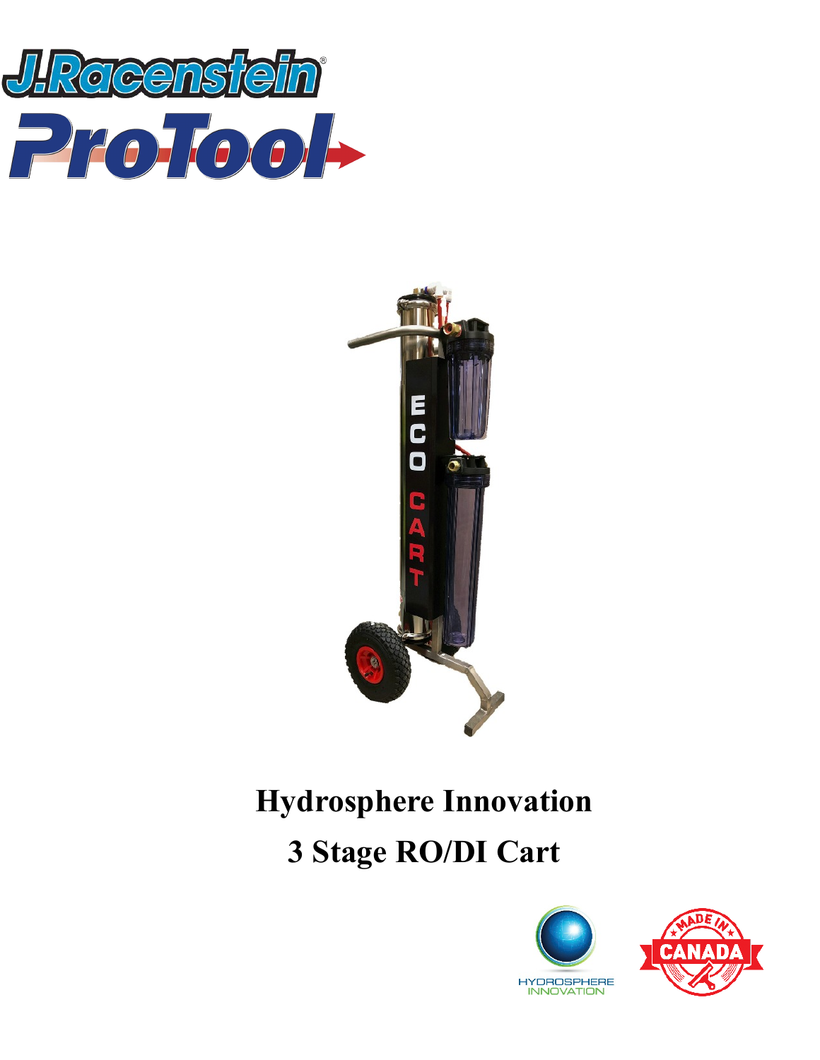J.Racenstein®

ProTool

# Hydrosphere Innovation

# 3 Stage RO/DI Cart

HYDROSPHERE INNOVATION

MADE IN CANADA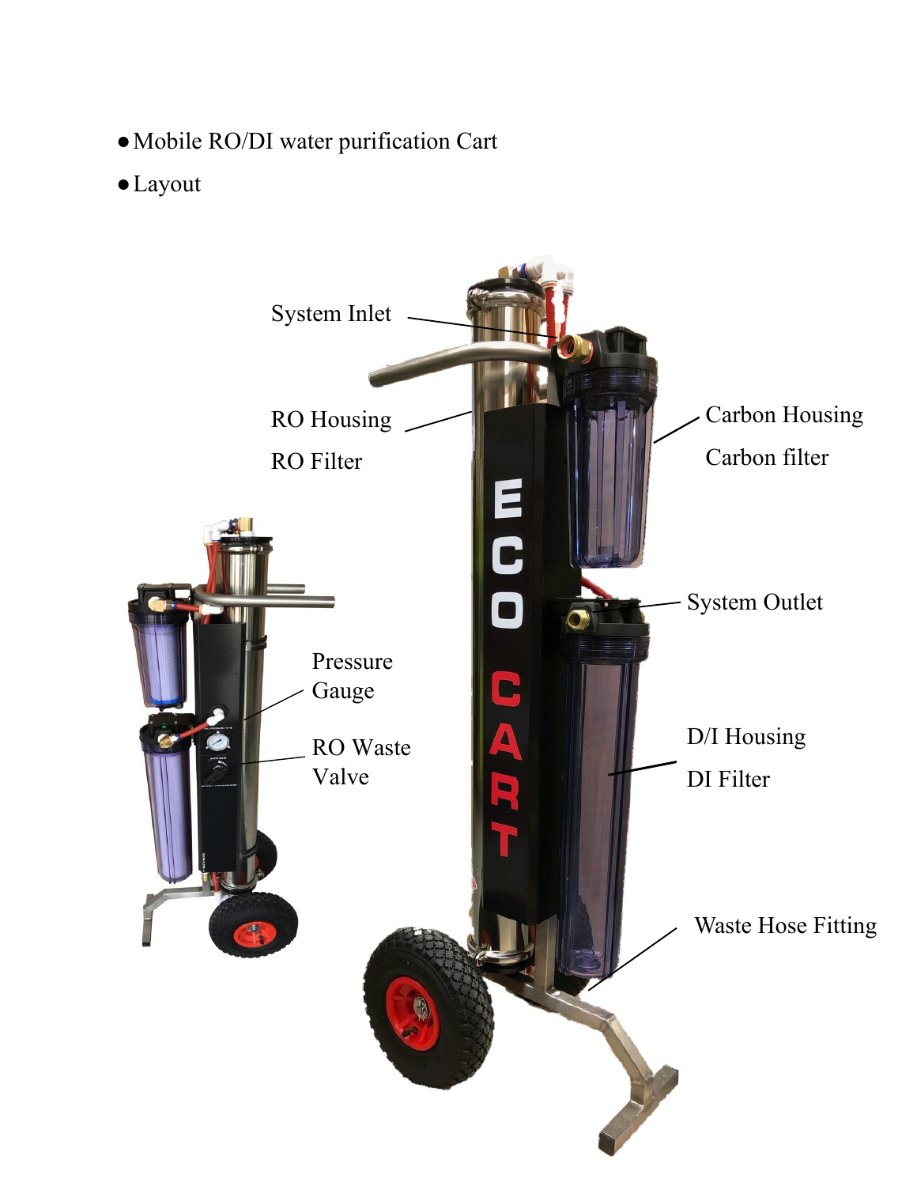- Mobile RO/DI water purification Cart
- Layout

System Inlet

RO Housing

RO Filter

Carbon Housing

Carbon filter

System Outlet

Pressure Gauge

RO Waste Valve

D/I Housing

DI Filter

Waste Hose Fitting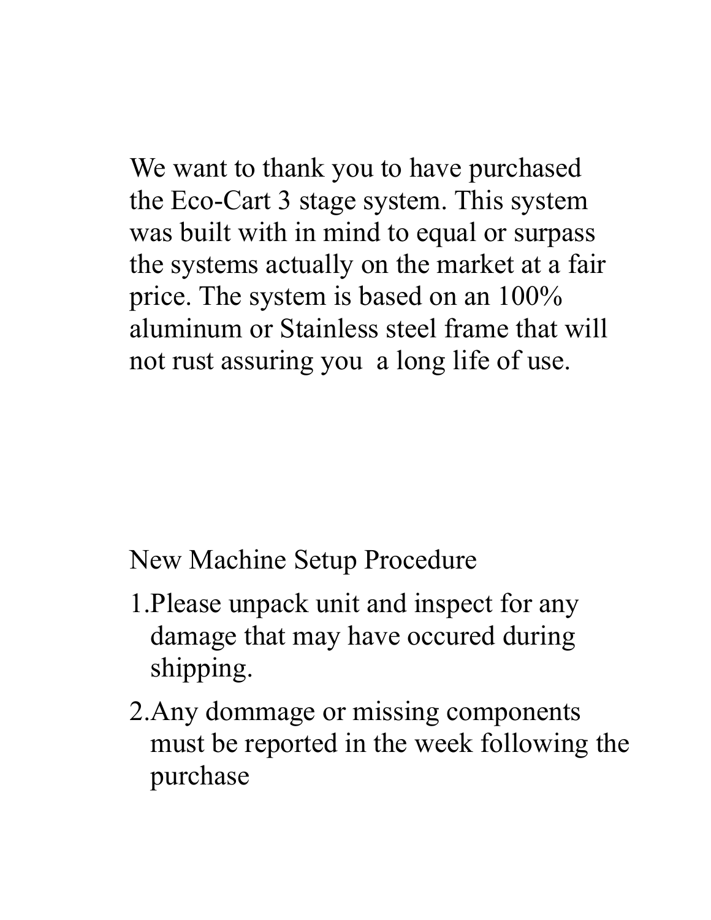We want to thank you to have purchased the Eco-Cart 3 stage system. This system was built with in mind to equal or surpass the systems actually on the market at a fair price. The system is based on an 100% aluminum or Stainless steel frame that will not rust assuring you  a long life of use.

## New Machine Setup Procedure

1. Please unpack unit and inspect for any damage that may have occured during shipping.
2. Any dommage or missing components must be reported in the week following the purchase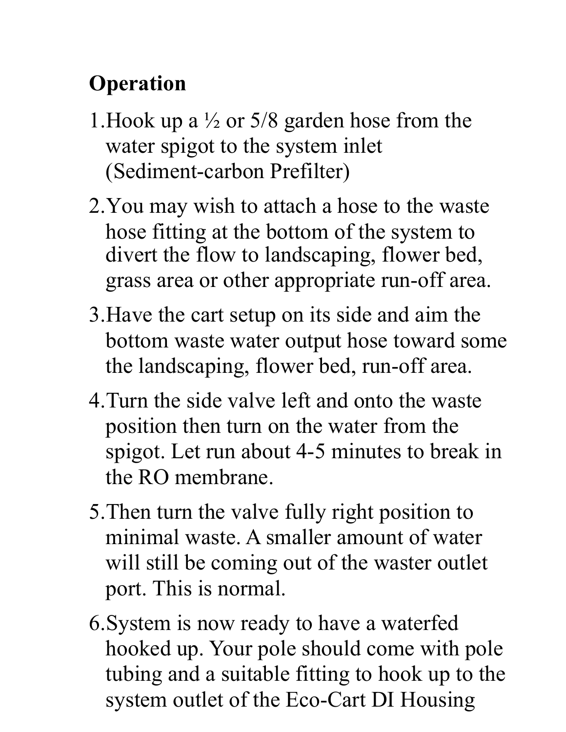**Operation**

1. Hook up a ½ or 5/8 garden hose from the water spigot to the system inlet (Sediment-carbon Prefilter)
2. You may wish to attach a hose to the waste hose fitting at the bottom of the system to divert the flow to landscaping, flower bed, grass area or other appropriate run-off area.
3. Have the cart setup on its side and aim the bottom waste water output hose toward some the landscaping, flower bed, run-off area.
4. Turn the side valve left and onto the waste position then turn on the water from the spigot. Let run about 4-5 minutes to break in the RO membrane.
5. Then turn the valve fully right position to minimal waste. A smaller amount of water will still be coming out of the waster outlet port. This is normal.
6. System is now ready to have a waterfed hooked up. Your pole should come with pole tubing and a suitable fitting to hook up to the system outlet of the Eco-Cart DI Housing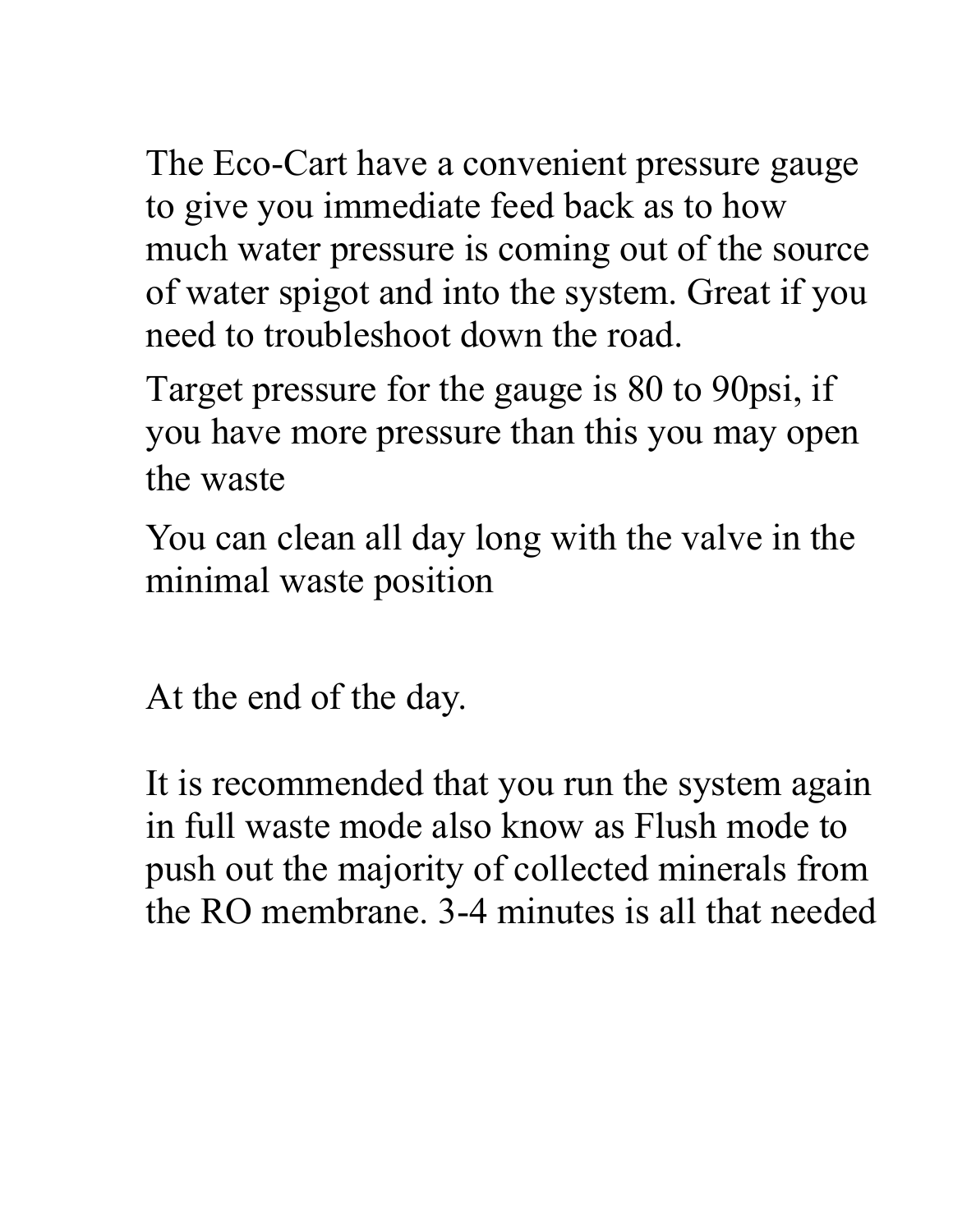The Eco-Cart have a convenient pressure gauge to give you immediate feed back as to how much water pressure is coming out of the source of water spigot and into the system. Great if you need to troubleshoot down the road.

Target pressure for the gauge is 80 to 90psi, if you have more pressure than this you may open the waste

You can clean all day long with the valve in the minimal waste position

At the end of the day.

It is recommended that you run the system again in full waste mode also know as Flush mode to push out the majority of collected minerals from the RO membrane. 3-4 minutes is all that needed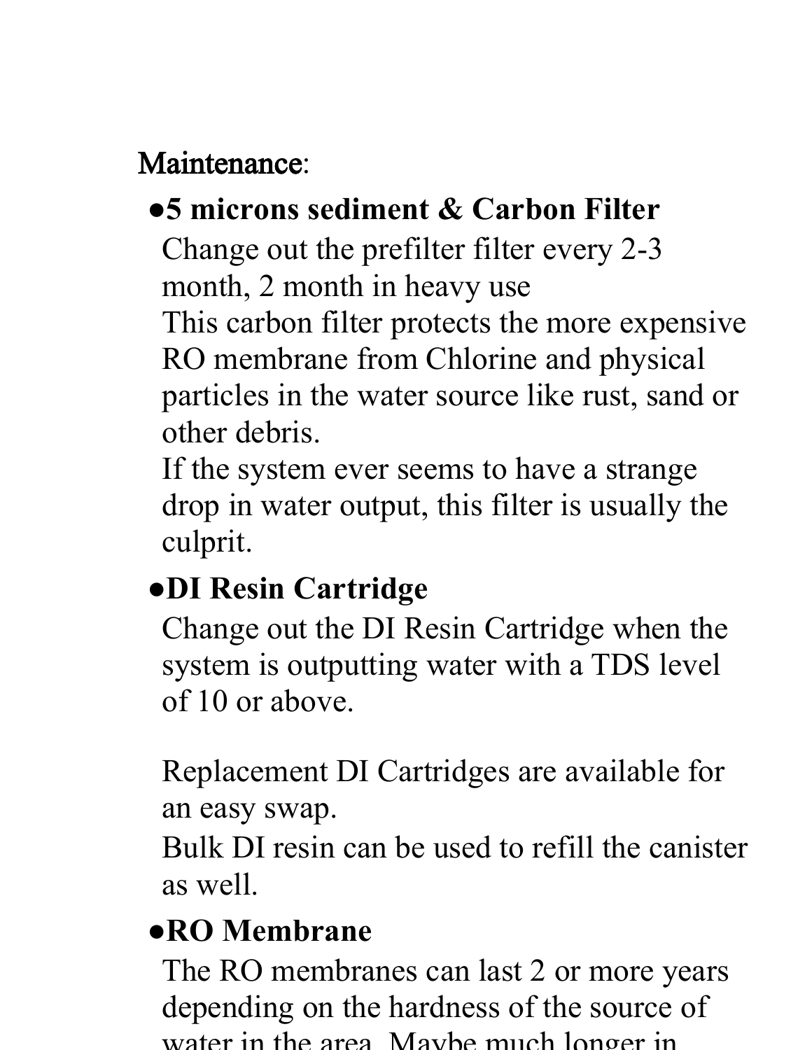Maintenance:

- **5 microns sediment & Carbon Filter**

  Change out the prefilter filter every 2-3 month, 2 month in heavy use

  This carbon filter protects the more expensive RO membrane from Chlorine and physical particles in the water source like rust, sand or other debris.

  If the system ever seems to have a strange drop in water output, this filter is usually the culprit.

- **DI Resin Cartridge**

  Change out the DI Resin Cartridge when the system is outputting water with a TDS level of 10 or above.

  Replacement DI Cartridges are available for an easy swap.

  Bulk DI resin can be used to refill the canister as well.

- **RO Membrane**

  The RO membranes can last 2 or more years depending on the hardness of the source of water in the area. Maybe much longer in